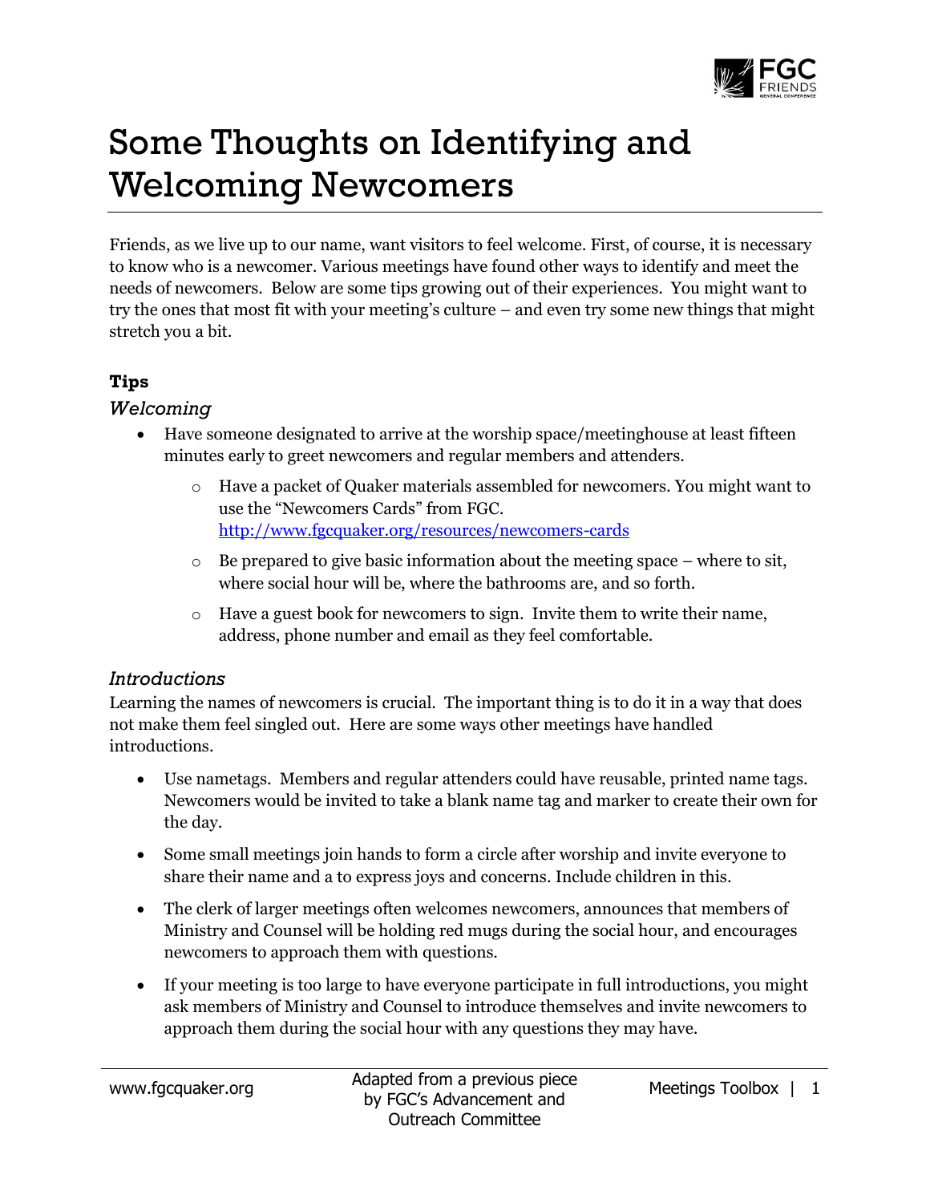# Some Thoughts on Identifying and Welcoming Newcomers

Friends, as we live up to our name, want visitors to feel welcome. First, of course, it is necessary to know who is a newcomer. Various meetings have found other ways to identify and meet the needs of newcomers. Below are some tips growing out of their experiences. You might want to try the ones that most fit with your meeting's culture – and even try some new things that might stretch you a bit.

**Tips**

### *Welcoming*

- Have someone designated to arrive at the worship space/meetinghouse at least fifteen minutes early to greet newcomers and regular members and attenders.
  - Have a packet of Quaker materials assembled for newcomers. You might want to use the "Newcomers Cards" from FGC. http://www.fgcquaker.org/resources/newcomers-cards
  - Be prepared to give basic information about the meeting space – where to sit, where social hour will be, where the bathrooms are, and so forth.
  - Have a guest book for newcomers to sign. Invite them to write their name, address, phone number and email as they feel comfortable.

### *Introductions*

Learning the names of newcomers is crucial. The important thing is to do it in a way that does not make them feel singled out. Here are some ways other meetings have handled introductions.

- Use nametags. Members and regular attenders could have reusable, printed name tags. Newcomers would be invited to take a blank name tag and marker to create their own for the day.
- Some small meetings join hands to form a circle after worship and invite everyone to share their name and a to express joys and concerns. Include children in this.
- The clerk of larger meetings often welcomes newcomers, announces that members of Ministry and Counsel will be holding red mugs during the social hour, and encourages newcomers to approach them with questions.
- If your meeting is too large to have everyone participate in full introductions, you might ask members of Ministry and Counsel to introduce themselves and invite newcomers to approach them during the social hour with any questions they may have.

Adapted from a previous piece by FGC's Advancement and Outreach Committee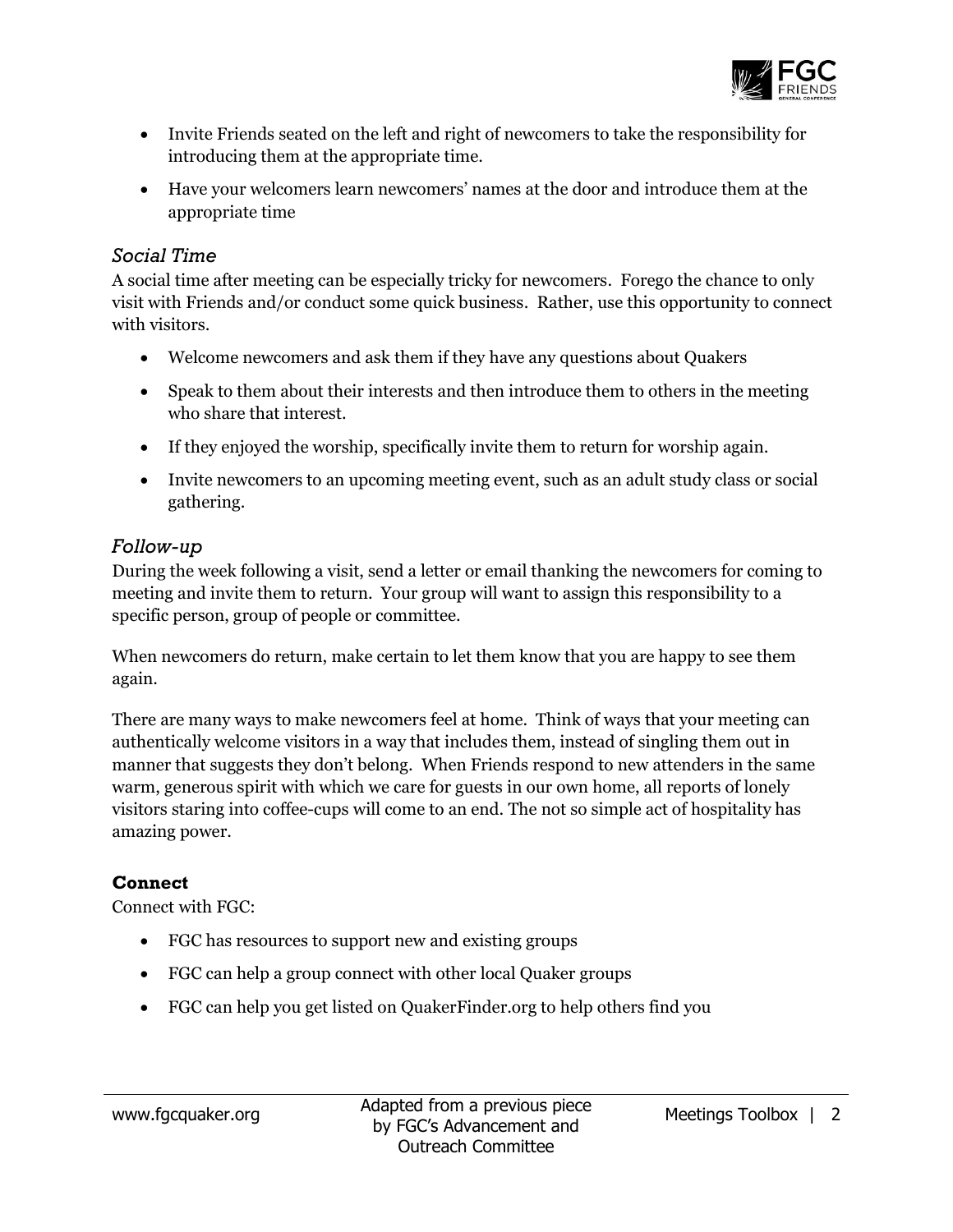- Invite Friends seated on the left and right of newcomers to take the responsibility for introducing them at the appropriate time.
- Have your welcomers learn newcomers' names at the door and introduce them at the appropriate time

### *Social Time*

A social time after meeting can be especially tricky for newcomers. Forego the chance to only visit with Friends and/or conduct some quick business. Rather, use this opportunity to connect with visitors.

- Welcome newcomers and ask them if they have any questions about Quakers
- Speak to them about their interests and then introduce them to others in the meeting who share that interest.
- If they enjoyed the worship, specifically invite them to return for worship again.
- Invite newcomers to an upcoming meeting event, such as an adult study class or social gathering.

### *Follow-up*

During the week following a visit, send a letter or email thanking the newcomers for coming to meeting and invite them to return. Your group will want to assign this responsibility to a specific person, group of people or committee.

When newcomers do return, make certain to let them know that you are happy to see them again.

There are many ways to make newcomers feel at home. Think of ways that your meeting can authentically welcome visitors in a way that includes them, instead of singling them out in manner that suggests they don't belong. When Friends respond to new attenders in the same warm, generous spirit with which we care for guests in our own home, all reports of lonely visitors staring into coffee-cups will come to an end. The not so simple act of hospitality has amazing power.

**Connect**

Connect with FGC:

- FGC has resources to support new and existing groups
- FGC can help a group connect with other local Quaker groups
- FGC can help you get listed on QuakerFinder.org to help others find you

Adapted from a previous piece by FGC's Advancement and Outreach Committee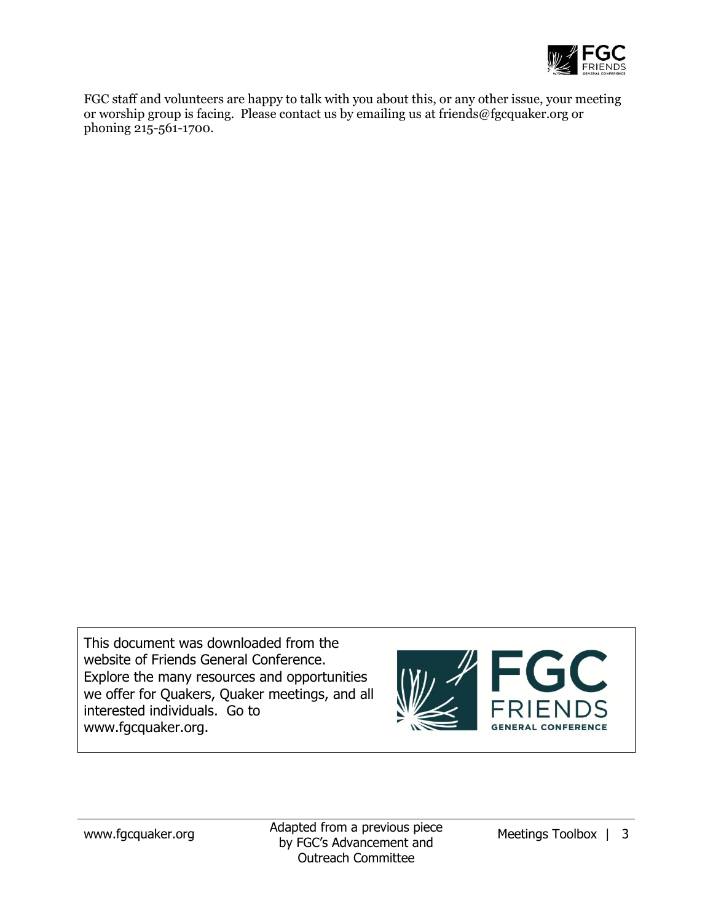FGC staff and volunteers are happy to talk with you about this, or any other issue, your meeting or worship group is facing. Please contact us by emailing us at friends@fgcquaker.org or phoning 215-561-1700.

This document was downloaded from the website of Friends General Conference. Explore the many resources and opportunities we offer for Quakers, Quaker meetings, and all interested individuals. Go to www.fgcquaker.org.

Adapted from a previous piece by FGC's Advancement and Outreach Committee